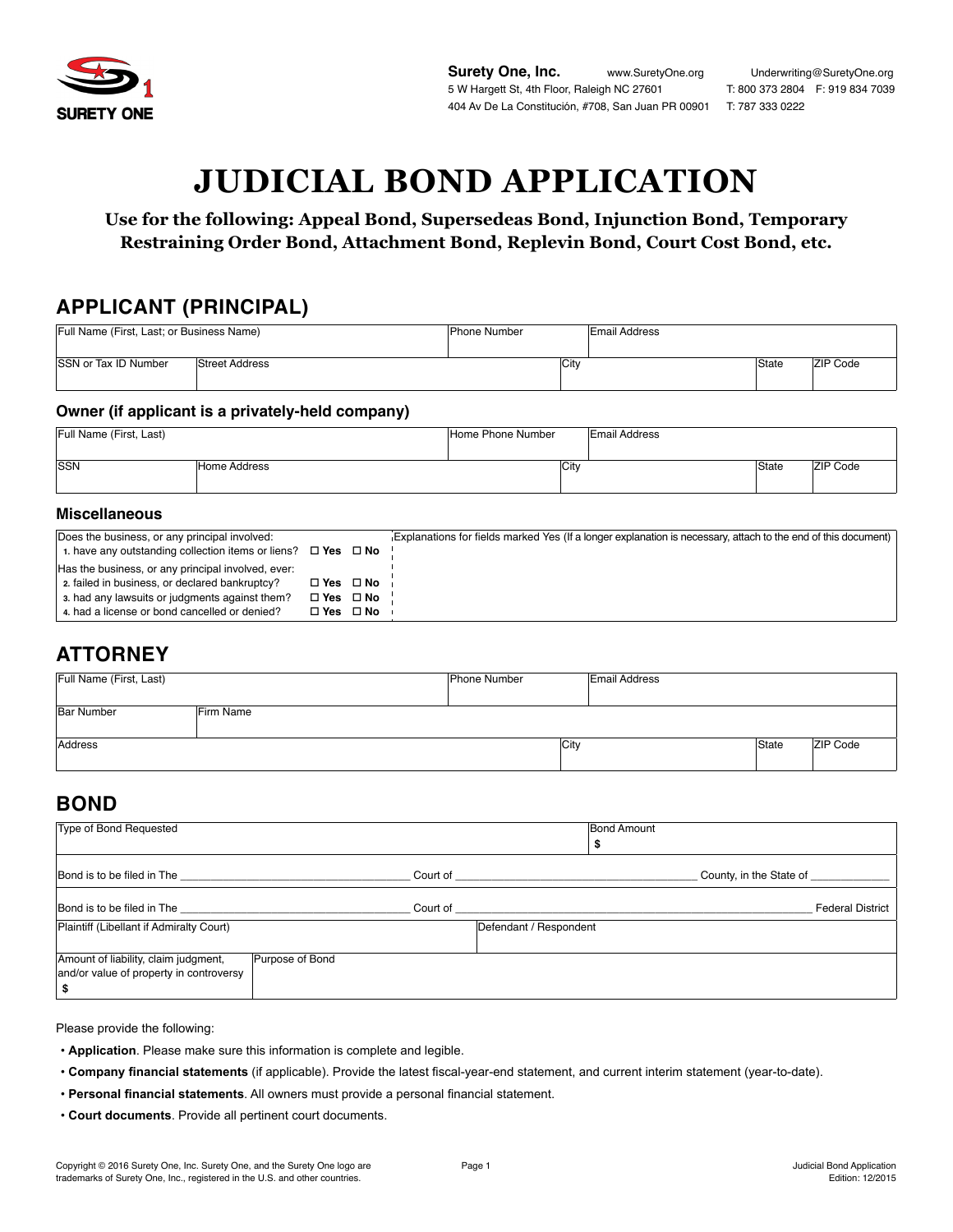**SURETY ONE**

**Surety One, Inc.** www.SuretyOne.org Underwriting@SuretyOne.org
5 W Hargett St, 4th Floor, Raleigh NC 27601 T: 800 373 2804 F: 919 834 7039
404 Av De La Constitución, #708, San Juan PR 00901 T: 787 333 0222

# JUDICIAL BOND APPLICATION

**Use for the following: Appeal Bond, Supersedeas Bond, Injunction Bond, Temporary Restraining Order Bond, Attachment Bond, Replevin Bond, Court Cost Bond, etc.**

## APPLICANT (PRINCIPAL)

| Full Name (First, Last; or Business Name) | | Phone Number | Email Address | | |
|---|---|---|---|---|---|
| SSN or Tax ID Number | Street Address | City | | State | ZIP Code |

### Owner (if applicant is a privately-held company)

| Full Name (First, Last) | | Home Phone Number | Email Address | | |
|---|---|---|---|---|---|
| SSN | Home Address | City | | State | ZIP Code |

### Miscellaneous

| Questions | | Explanations for fields marked Yes (If a longer explanation is necessary, attach to the end of this document) |
|---|---|---|
| Does the business, or any principal involved: | | |
| 1. have any outstanding collection items or liens? | ☐ Yes ☐ No | |
| Has the business, or any principal involved, ever: | | |
| 2. failed in business, or declared bankruptcy? | ☐ Yes ☐ No | |
| 3. had any lawsuits or judgments against them? | ☐ Yes ☐ No | |
| 4. had a license or bond cancelled or denied? | ☐ Yes ☐ No | |

## ATTORNEY

| Full Name (First, Last) | | Phone Number | Email Address | | |
|---|---|---|---|---|---|
| Bar Number | Firm Name | | | | |
| Address | | City | | State | ZIP Code |

## BOND

| Type of Bond Requested | Bond Amount<br>$ |
|---|---|

Bond is to be filed in The ______________________ Court of ______________________ County, in the State of __________

Bond is to be filed in The ______________________ Court of ______________________ Federal District

| Plaintiff (Libellant if Admiralty Court) | Defendant / Respondent |
|---|---|

| Amount of liability, claim judgment, and/or value of property in controversy<br>$ | Purpose of Bond |
|---|---|

Please provide the following:

- **Application**. Please make sure this information is complete and legible.
- **Company financial statements** (if applicable). Provide the latest fiscal-year-end statement, and current interim statement (year-to-date).
- **Personal financial statements**. All owners must provide a personal financial statement.
- **Court documents**. Provide all pertinent court documents.

Copyright © 2016 Surety One, Inc. Surety One, and the Surety One logo are trademarks of Surety One, Inc., registered in the U.S. and other countries.

Judicial Bond Application
Edition: 12/2015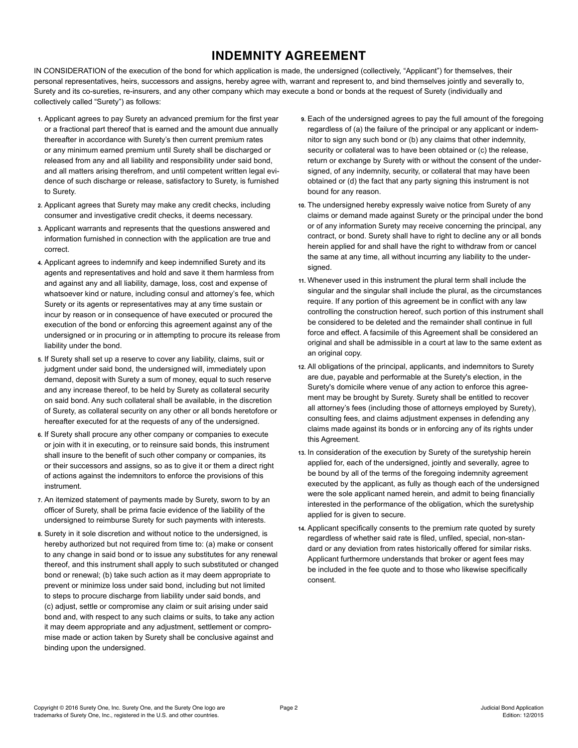# INDEMNITY AGREEMENT

IN CONSIDERATION of the execution of the bond for which application is made, the undersigned (collectively, "Applicant") for themselves, their personal representatives, heirs, successors and assigns, hereby agree with, warrant and represent to, and bind themselves jointly and severally to, Surety and its co-sureties, re-insurers, and any other company which may execute a bond or bonds at the request of Surety (individually and collectively called "Surety") as follows:

1. Applicant agrees to pay Surety an advanced premium for the first year or a fractional part thereof that is earned and the amount due annually thereafter in accordance with Surety's then current premium rates or any minimum earned premium until Surety shall be discharged or released from any and all liability and responsibility under said bond, and all matters arising therefrom, and until competent written legal evidence of such discharge or release, satisfactory to Surety, is furnished to Surety.
2. Applicant agrees that Surety may make any credit checks, including consumer and investigative credit checks, it deems necessary.
3. Applicant warrants and represents that the questions answered and information furnished in connection with the application are true and correct.
4. Applicant agrees to indemnify and keep indemnified Surety and its agents and representatives and hold and save it them harmless from and against any and all liability, damage, loss, cost and expense of whatsoever kind or nature, including consul and attorney's fee, which Surety or its agents or representatives may at any time sustain or incur by reason or in consequence of have executed or procured the execution of the bond or enforcing this agreement against any of the undersigned or in procuring or in attempting to procure its release from liability under the bond.
5. If Surety shall set up a reserve to cover any liability, claims, suit or judgment under said bond, the undersigned will, immediately upon demand, deposit with Surety a sum of money, equal to such reserve and any increase thereof, to be held by Surety as collateral security on said bond. Any such collateral shall be available, in the discretion of Surety, as collateral security on any other or all bonds heretofore or hereafter executed for at the requests of any of the undersigned.
6. If Surety shall procure any other company or companies to execute or join with it in executing, or to reinsure said bonds, this instrument shall insure to the benefit of such other company or companies, its or their successors and assigns, so as to give it or them a direct right of actions against the indemnitors to enforce the provisions of this instrument.
7. An itemized statement of payments made by Surety, sworn to by an officer of Surety, shall be prima facie evidence of the liability of the undersigned to reimburse Surety for such payments with interests.
8. Surety in it sole discretion and without notice to the undersigned, is hereby authorized but not required from time to: (a) make or consent to any change in said bond or to issue any substitutes for any renewal thereof, and this instrument shall apply to such substituted or changed bond or renewal; (b) take such action as it may deem appropriate to prevent or minimize loss under said bond, including but not limited to steps to procure discharge from liability under said bonds, and (c) adjust, settle or compromise any claim or suit arising under said bond and, with respect to any such claims or suits, to take any action it may deem appropriate and any adjustment, settlement or compromise made or action taken by Surety shall be conclusive against and binding upon the undersigned.
9. Each of the undersigned agrees to pay the full amount of the foregoing regardless of (a) the failure of the principal or any applicant or indemnitor to sign any such bond or (b) any claims that other indemnity, security or collateral was to have been obtained or (c) the release, return or exchange by Surety with or without the consent of the undersigned, of any indemnity, security, or collateral that may have been obtained or (d) the fact that any party signing this instrument is not bound for any reason.
10. The undersigned hereby expressly waive notice from Surety of any claims or demand made against Surety or the principal under the bond or of any information Surety may receive concerning the principal, any contract, or bond. Surety shall have to right to decline any or all bonds herein applied for and shall have the right to withdraw from or cancel the same at any time, all without incurring any liability to the undersigned.
11. Whenever used in this instrument the plural term shall include the singular and the singular shall include the plural, as the circumstances require. If any portion of this agreement be in conflict with any law controlling the construction hereof, such portion of this instrument shall be considered to be deleted and the remainder shall continue in full force and effect. A facsimile of this Agreement shall be considered an original and shall be admissible in a court at law to the same extent as an original copy.
12. All obligations of the principal, applicants, and indemnitors to Surety are due, payable and performable at the Surety's election, in the Surety's domicile where venue of any action to enforce this agreement may be brought by Surety. Surety shall be entitled to recover all attorney's fees (including those of attorneys employed by Surety), consulting fees, and claims adjustment expenses in defending any claims made against its bonds or in enforcing any of its rights under this Agreement.
13. In consideration of the execution by Surety of the suretyship herein applied for, each of the undersigned, jointly and severally, agree to be bound by all of the terms of the foregoing indemnity agreement executed by the applicant, as fully as though each of the undersigned were the sole applicant named herein, and admit to being financially interested in the performance of the obligation, which the suretyship applied for is given to secure.
14. Applicant specifically consents to the premium rate quoted by surety regardless of whether said rate is filed, unfiled, special, non-standard or any deviation from rates historically offered for similar risks. Applicant furthermore understands that broker or agent fees may be included in the fee quote and to those who likewise specifically consent.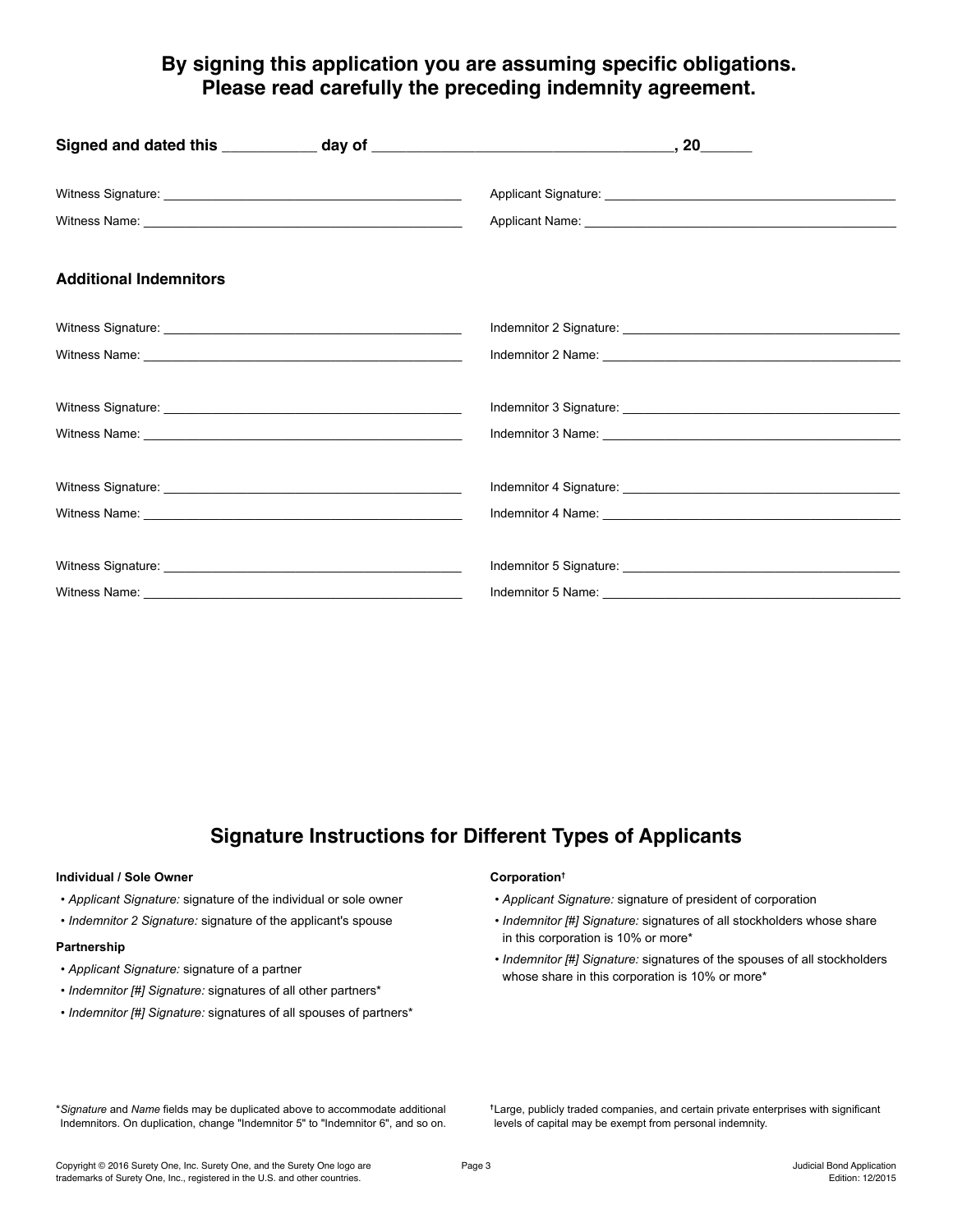## By signing this application you are assuming specific obligations. Please read carefully the preceding indemnity agreement.

**Signed and dated this ___________ day of ___________________________________, 20______**

Witness Signature: ___________________________________________

Witness Name: ______________________________________________

Applicant Signature: _________________________________________

Applicant Name: ____________________________________________

### Additional Indemnitors

Witness Signature: ___________________________________________

Witness Name: ______________________________________________

Indemnitor 2 Signature: _______________________________________

Indemnitor 2 Name: __________________________________________

Witness Signature: ___________________________________________

Witness Name: ______________________________________________

Indemnitor 3 Signature: _______________________________________

Indemnitor 3 Name: __________________________________________

Witness Signature: ___________________________________________

Witness Name: ______________________________________________

Indemnitor 4 Signature: _______________________________________

Indemnitor 4 Name: __________________________________________

Witness Signature: ___________________________________________

Witness Name: ______________________________________________

Indemnitor 5 Signature: _______________________________________

Indemnitor 5 Name: __________________________________________

## Signature Instructions for Different Types of Applicants

**Individual / Sole Owner**

- *Applicant Signature:* signature of the individual or sole owner
- *Indemnitor 2 Signature:* signature of the applicant's spouse

**Partnership**

- *Applicant Signature:* signature of a partner
- *Indemnitor [#] Signature:* signatures of all other partners*
- *Indemnitor [#] Signature:* signatures of all spouses of partners*

**Corporation**†

- *Applicant Signature:* signature of president of corporation
- *Indemnitor [#] Signature:* signatures of all stockholders whose share in this corporation is 10% or more*
- *Indemnitor [#] Signature:* signatures of the spouses of all stockholders whose share in this corporation is 10% or more*

\* *Signature* and *Name* fields may be duplicated above to accommodate additional Indemnitors. On duplication, change "Indemnitor 5" to "Indemnitor 6", and so on.

† Large, publicly traded companies, and certain private enterprises with significant levels of capital may be exempt from personal indemnity.

Copyright © 2016 Surety One, Inc. Surety One, and the Surety One logo are trademarks of Surety One, Inc., registered in the U.S. and other countries.

Judicial Bond Application
Edition: 12/2015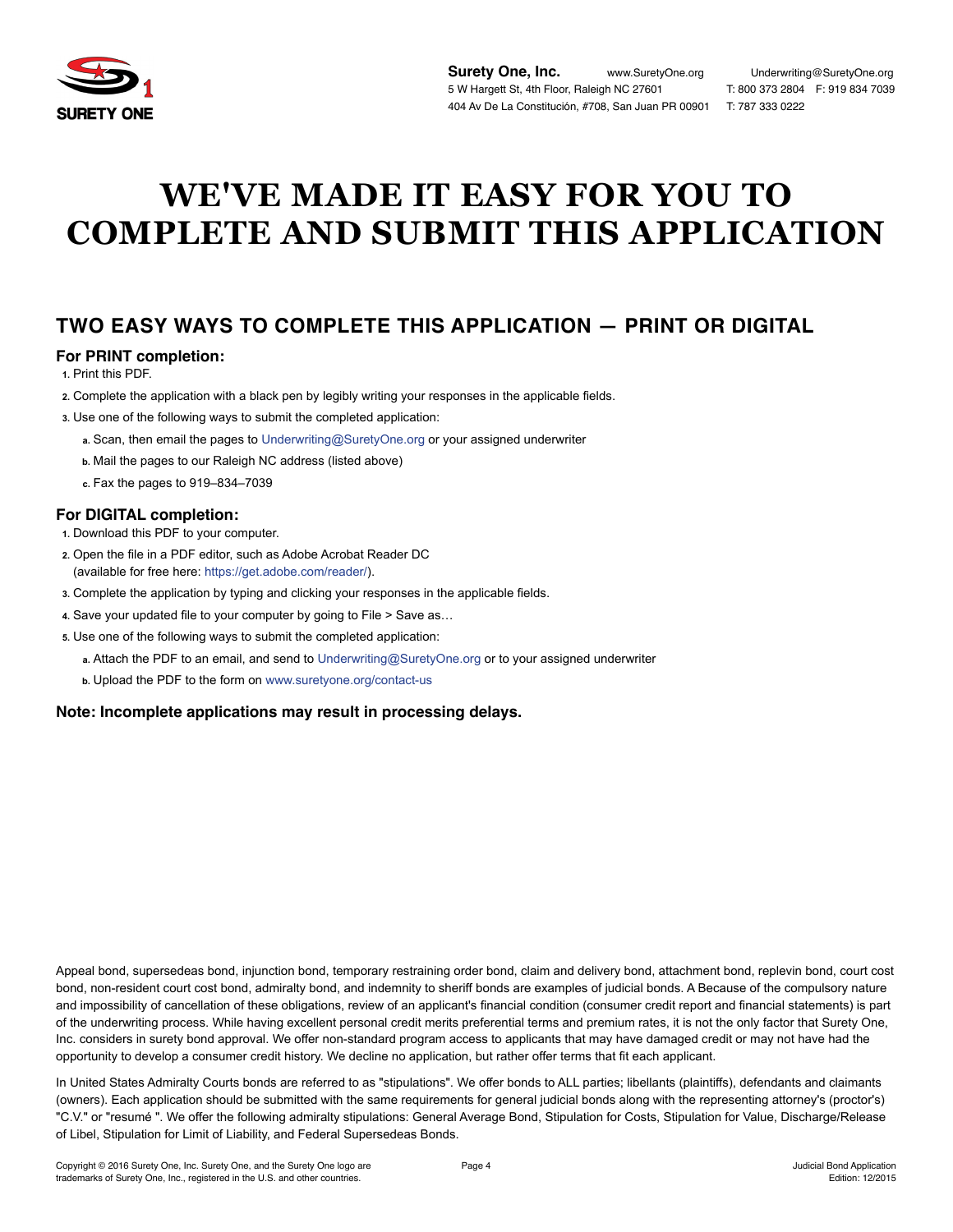**SURETY ONE**

**Surety One, Inc.** www.SuretyOne.org Underwriting@SuretyOne.org
5 W Hargett St, 4th Floor, Raleigh NC 27601 T: 800 373 2804 F: 919 834 7039
404 Av De La Constitución, #708, San Juan PR 00901 T: 787 333 0222

# WE'VE MADE IT EASY FOR YOU TO COMPLETE AND SUBMIT THIS APPLICATION

## TWO EASY WAYS TO COMPLETE THIS APPLICATION — PRINT OR DIGITAL

### For PRINT completion:

1. Print this PDF.
2. Complete the application with a black pen by legibly writing your responses in the applicable fields.
3. Use one of the following ways to submit the completed application:
   a. Scan, then email the pages to Underwriting@SuretyOne.org or your assigned underwriter
   b. Mail the pages to our Raleigh NC address (listed above)
   c. Fax the pages to 919–834–7039

### For DIGITAL completion:

1. Download this PDF to your computer.
2. Open the file in a PDF editor, such as Adobe Acrobat Reader DC (available for free here: https://get.adobe.com/reader/).
3. Complete the application by typing and clicking your responses in the applicable fields.
4. Save your updated file to your computer by going to File > Save as…
5. Use one of the following ways to submit the completed application:
   a. Attach the PDF to an email, and send to Underwriting@SuretyOne.org or to your assigned underwriter
   b. Upload the PDF to the form on www.suretyone.org/contact-us

**Note: Incomplete applications may result in processing delays.**

Appeal bond, supersedeas bond, injunction bond, temporary restraining order bond, claim and delivery bond, attachment bond, replevin bond, court cost bond, non-resident court cost bond, admiralty bond, and indemnity to sheriff bonds are examples of judicial bonds. A Because of the compulsory nature and impossibility of cancellation of these obligations, review of an applicant's financial condition (consumer credit report and financial statements) is part of the underwriting process. While having excellent personal credit merits preferential terms and premium rates, it is not the only factor that Surety One, Inc. considers in surety bond approval. We offer non-standard program access to applicants that may have damaged credit or may not have had the opportunity to develop a consumer credit history. We decline no application, but rather offer terms that fit each applicant.

In United States Admiralty Courts bonds are referred to as "stipulations". We offer bonds to ALL parties; libellants (plaintiffs), defendants and claimants (owners). Each application should be submitted with the same requirements for general judicial bonds along with the representing attorney's (proctor's) "C.V." or "resumé ". We offer the following admiralty stipulations: General Average Bond, Stipulation for Costs, Stipulation for Value, Discharge/Release of Libel, Stipulation for Limit of Liability, and Federal Supersedeas Bonds.

Copyright © 2016 Surety One, Inc. Surety One, and the Surety One logo are trademarks of Surety One, Inc., registered in the U.S. and other countries.

Judicial Bond Application
Edition: 12/2015